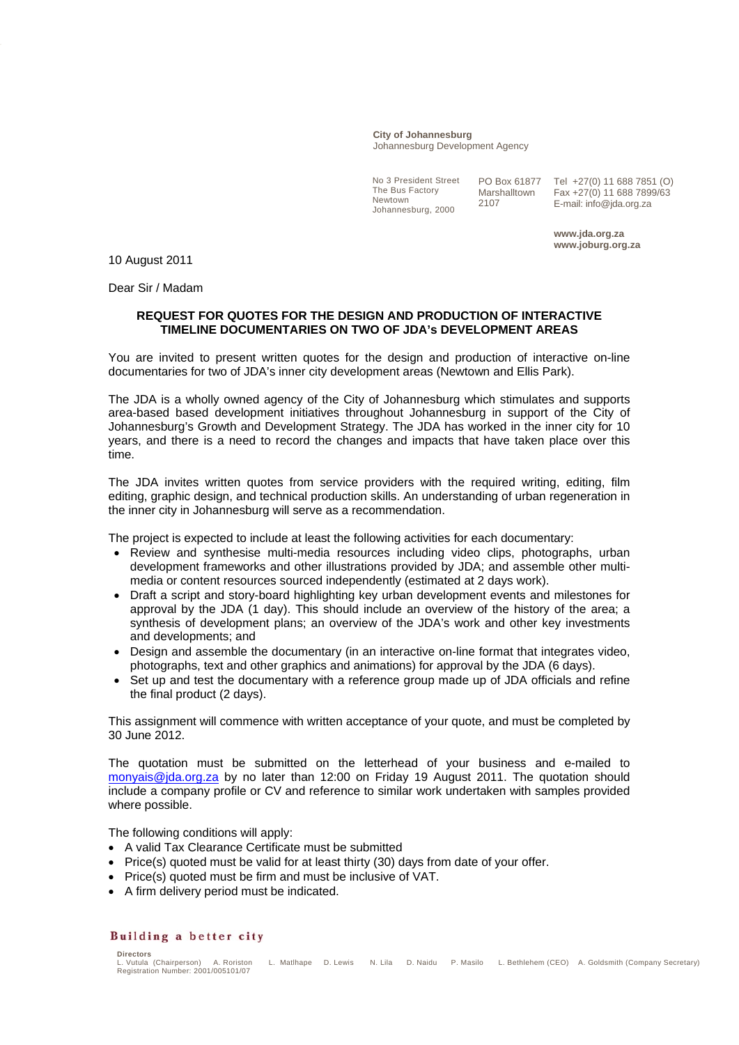**City of Johannesburg**
Johannesburg Development Agency

No 3 President Street
The Bus Factory
Newtown
Johannesburg, 2000

PO Box 61877
Marshalltown
2107

Tel +27(0) 11 688 7851 (O)
Fax +27(0) 11 688 7899/63
E-mail: info@jda.org.za

**www.jda.org.za**
**www.joburg.org.za**

10 August 2011

Dear Sir / Madam

**REQUEST FOR QUOTES FOR THE DESIGN AND PRODUCTION OF INTERACTIVE TIMELINE DOCUMENTARIES ON TWO OF JDA's DEVELOPMENT AREAS**

You are invited to present written quotes for the design and production of interactive on-line documentaries for two of JDA's inner city development areas (Newtown and Ellis Park).

The JDA is a wholly owned agency of the City of Johannesburg which stimulates and supports area-based based development initiatives throughout Johannesburg in support of the City of Johannesburg's Growth and Development Strategy. The JDA has worked in the inner city for 10 years, and there is a need to record the changes and impacts that have taken place over this time.

The JDA invites written quotes from service providers with the required writing, editing, film editing, graphic design, and technical production skills. An understanding of urban regeneration in the inner city in Johannesburg will serve as a recommendation.

The project is expected to include at least the following activities for each documentary:

- Review and synthesise multi-media resources including video clips, photographs, urban development frameworks and other illustrations provided by JDA; and assemble other multi-media or content resources sourced independently (estimated at 2 days work).
- Draft a script and story-board highlighting key urban development events and milestones for approval by the JDA (1 day). This should include an overview of the history of the area; a synthesis of development plans; an overview of the JDA's work and other key investments and developments; and
- Design and assemble the documentary (in an interactive on-line format that integrates video, photographs, text and other graphics and animations) for approval by the JDA (6 days).
- Set up and test the documentary with a reference group made up of JDA officials and refine the final product (2 days).

This assignment will commence with written acceptance of your quote, and must be completed by 30 June 2012.

The quotation must be submitted on the letterhead of your business and e-mailed to monyais@jda.org.za by no later than 12:00 on Friday 19 August 2011. The quotation should include a company profile or CV and reference to similar work undertaken with samples provided where possible.

The following conditions will apply:

- A valid Tax Clearance Certificate must be submitted
- Price(s) quoted must be valid for at least thirty (30) days from date of your offer.
- Price(s) quoted must be firm and must be inclusive of VAT.
- A firm delivery period must be indicated.

**Building a better city**

**Directors**
L. Vutula (Chairperson) A. Roriston L. Matlhape D. Lewis N. Lila D. Naidu P. Masilo L. Bethlehem (CEO) A. Goldsmith (Company Secretary)
Registration Number: 2001/005101/07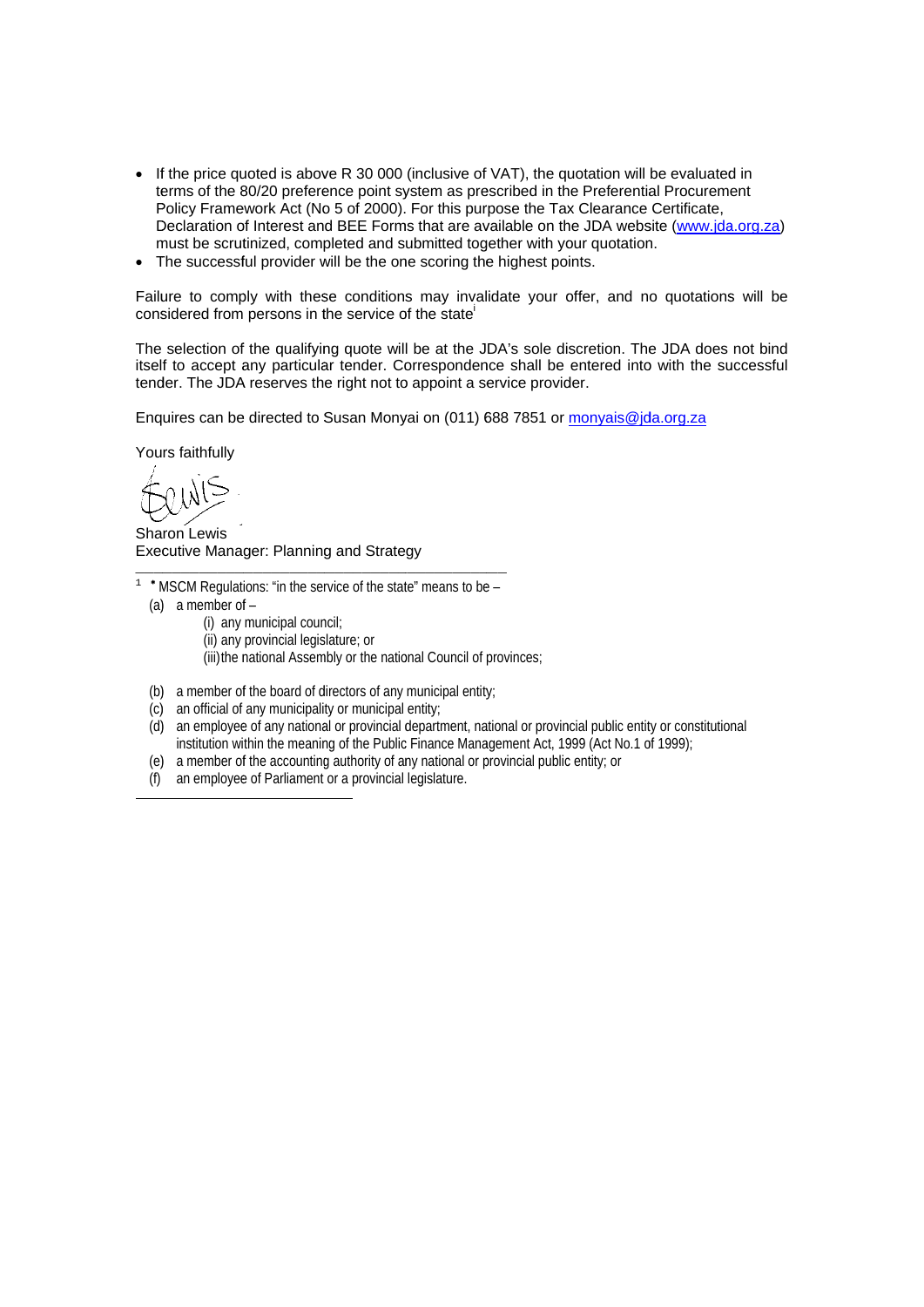- If the price quoted is above R 30 000 (inclusive of VAT), the quotation will be evaluated in terms of the 80/20 preference point system as prescribed in the Preferential Procurement Policy Framework Act (No 5 of 2000). For this purpose the Tax Clearance Certificate, Declaration of Interest and BEE Forms that are available on the JDA website (www.jda.org.za) must be scrutinized, completed and submitted together with your quotation.
- The successful provider will be the one scoring the highest points.

Failure to comply with these conditions may invalidate your offer, and no quotations will be considered from persons in the service of the state[1]

The selection of the qualifying quote will be at the JDA's sole discretion. The JDA does not bind itself to accept any particular tender. Correspondence shall be entered into with the successful tender. The JDA reserves the right not to appoint a service provider.

Enquires can be directed to Susan Monyai on (011) 688 7851 or monyais@jda.org.za

Yours faithfully

Sharon Lewis
Executive Manager: Planning and Strategy

---

[1] * MSCM Regulations: "in the service of the state" means to be –

(a) a member of –
  (i) any municipal council;
  (ii) any provincial legislature; or
  (iii) the national Assembly or the national Council of provinces;

(b) a member of the board of directors of any municipal entity;
(c) an official of any municipality or municipal entity;
(d) an employee of any national or provincial department, national or provincial public entity or constitutional institution within the meaning of the Public Finance Management Act, 1999 (Act No.1 of 1999);
(e) a member of the accounting authority of any national or provincial public entity; or
(f) an employee of Parliament or a provincial legislature.